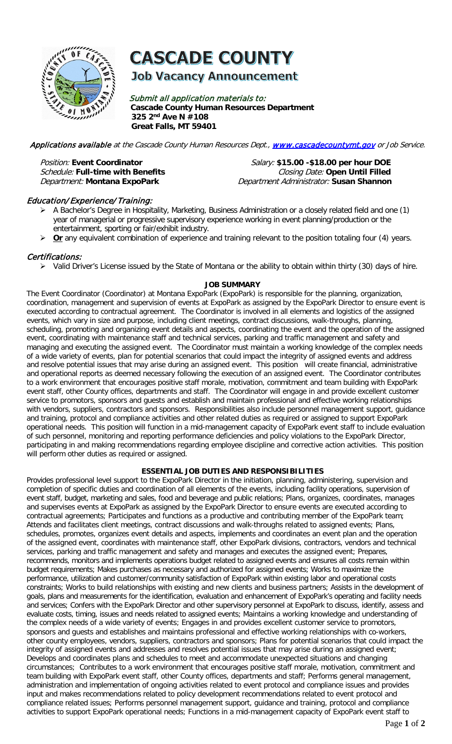# CASCADE COUNTY

## Job Vacancy Announcement

*Submit all application materials to:*
**Cascade County Human Resources Department**
**325 2nd Ave N #108**
**Great Falls, MT 59401**

***Applications available*** *at the Cascade County Human Resources Dept.,* [www.cascadecountymt.gov](http://www.cascadecountymt.gov) *or Job Service.*

*Position:* **Event Coordinator** — *Salary:* **$15.00 -$18.00 per hour DOE**
*Schedule:* **Full-time with Benefits** — *Closing Date:* **Open Until Filled**
*Department:* **Montana ExpoPark** — *Department Administrator:* **Susan Shannon**

### *Education/Experience/Training:*

- A Bachelor's Degree in Hospitality, Marketing, Business Administration or a closely related field and one (1) year of managerial or progressive supervisory experience working in event planning/production or the entertainment, sporting or fair/exhibit industry.
- **Or** any equivalent combination of experience and training relevant to the position totaling four (4) years.

### *Certifications:*

- Valid Driver's License issued by the State of Montana or the ability to obtain within thirty (30) days of hire.

## JOB SUMMARY

The Event Coordinator (Coordinator) at Montana ExpoPark (ExpoPark) is responsible for the planning, organization, coordination, management and supervision of events at ExpoPark as assigned by the ExpoPark Director to ensure event is executed according to contractual agreement. The Coordinator is involved in all elements and logistics of the assigned events, which vary in size and purpose, including client meetings, contract discussions, walk-throughs, planning, scheduling, promoting and organizing event details and aspects, coordinating the event and the operation of the assigned event, coordinating with maintenance staff and technical services, parking and traffic management and safety and managing and executing the assigned event. The Coordinator must maintain a working knowledge of the complex needs of a wide variety of events, plan for potential scenarios that could impact the integrity of assigned events and address and resolve potential issues that may arise during an assigned event. This position will create financial, administrative and operational reports as deemed necessary following the execution of an assigned event. The Coordinator contributes to a work environment that encourages positive staff morale, motivation, commitment and team building with ExpoPark event staff, other County offices, departments and staff. The Coordinator will engage in and provide excellent customer service to promotors, sponsors and guests and establish and maintain professional and effective working relationships with vendors, suppliers, contractors and sponsors. Responsibilities also include personnel management support, guidance and training, protocol and compliance activities and other related duties as required or assigned to support ExpoPark operational needs. This position will function in a mid-management capacity of ExpoPark event staff to include evaluation of such personnel, monitoring and reporting performance deficiencies and policy violations to the ExpoPark Director, participating in and making recommendations regarding employee discipline and corrective action activities. This position will perform other duties as required or assigned.

## ESSENTIAL JOB DUTIES AND RESPONSIBILITIES

Provides professional level support to the ExpoPark Director in the initiation, planning, administering, supervision and completion of specific duties and coordination of all elements of the events, including facility operations, supervision of event staff, budget, marketing and sales, food and beverage and public relations; Plans, organizes, coordinates, manages and supervises events at ExpoPark as assigned by the ExpoPark Director to ensure events are executed according to contractual agreements; Participates and functions as a productive and contributing member of the ExpoPark team; Attends and facilitates client meetings, contract discussions and walk-throughs related to assigned events; Plans, schedules, promotes, organizes event details and aspects, implements and coordinates an event plan and the operation of the assigned event, coordinates with maintenance staff, other ExpoPark divisions, contractors, vendors and technical services, parking and traffic management and safety and manages and executes the assigned event; Prepares, recommends, monitors and implements operations budget related to assigned events and ensures all costs remain within budget requirements; Makes purchases as necessary and authorized for assigned events; Works to maximize the performance, utilization and customer/community satisfaction of ExpoPark within existing labor and operational costs constraints; Works to build relationships with existing and new clients and business partners; Assists in the development of goals, plans and measurements for the identification, evaluation and enhancement of ExpoPark's operating and facility needs and services; Confers with the ExpoPark Director and other supervisory personnel at ExpoPark to discuss, identify, assess and evaluate costs, timing, issues and needs related to assigned events; Maintains a working knowledge and understanding of the complex needs of a wide variety of events; Engages in and provides excellent customer service to promotors, sponsors and guests and establishes and maintains professional and effective working relationships with co-workers, other county employees, vendors, suppliers, contractors and sponsors; Plans for potential scenarios that could impact the integrity of assigned events and addresses and resolves potential issues that may arise during an assigned event; Develops and coordinates plans and schedules to meet and accommodate unexpected situations and changing circumstances; Contributes to a work environment that encourages positive staff morale, motivation, commitment and team building with ExpoPark event staff, other County offices, departments and staff; Performs general management, administration and implementation of ongoing activities related to event protocol and compliance issues and provides input and makes recommendations related to policy development recommendations related to event protocol and compliance related issues; Performs personnel management support, guidance and training, protocol and compliance activities to support ExpoPark operational needs; Functions in a mid-management capacity of ExpoPark event staff to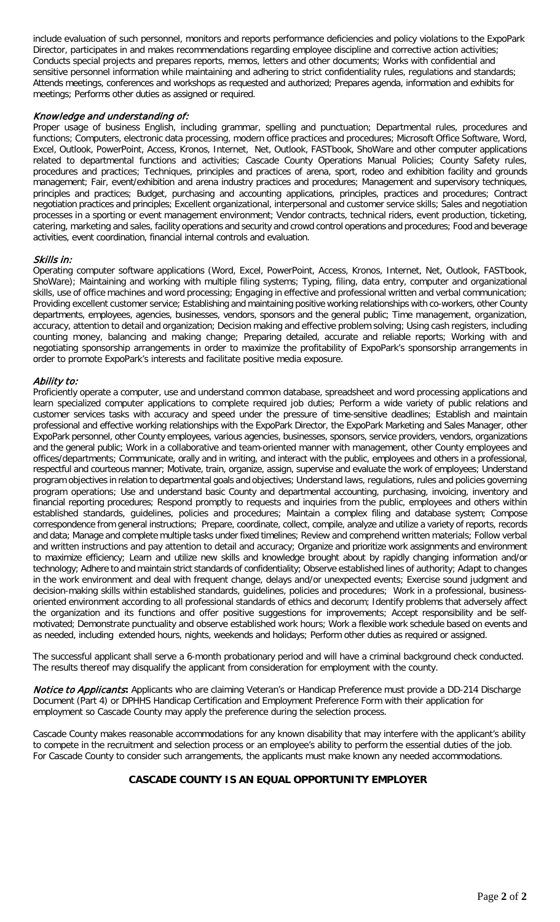include evaluation of such personnel, monitors and reports performance deficiencies and policy violations to the ExpoPark Director, participates in and makes recommendations regarding employee discipline and corrective action activities; Conducts special projects and prepares reports, memos, letters and other documents; Works with confidential and sensitive personnel information while maintaining and adhering to strict confidentiality rules, regulations and standards; Attends meetings, conferences and workshops as requested and authorized; Prepares agenda, information and exhibits for meetings; Performs other duties as assigned or required.

### *Knowledge and understanding of:*

Proper usage of business English, including grammar, spelling and punctuation; Departmental rules, procedures and functions; Computers, electronic data processing, modern office practices and procedures; Microsoft Office Software, Word, Excel, Outlook, PowerPoint, Access, Kronos, Internet, Net, Outlook, FASTbook, ShoWare and other computer applications related to departmental functions and activities; Cascade County Operations Manual Policies; County Safety rules, procedures and practices; Techniques, principles and practices of arena, sport, rodeo and exhibition facility and grounds management; Fair, event/exhibition and arena industry practices and procedures; Management and supervisory techniques, principles and practices; Budget, purchasing and accounting applications, principles, practices and procedures; Contract negotiation practices and principles; Excellent organizational, interpersonal and customer service skills; Sales and negotiation processes in a sporting or event management environment; Vendor contracts, technical riders, event production, ticketing, catering, marketing and sales, facility operations and security and crowd control operations and procedures; Food and beverage activities, event coordination, financial internal controls and evaluation.

### *Skills in:*

Operating computer software applications (Word, Excel, PowerPoint, Access, Kronos, Internet, Net, Outlook, FASTbook, ShoWare); Maintaining and working with multiple filing systems; Typing, filing, data entry, computer and organizational skills, use of office machines and word processing; Engaging in effective and professional written and verbal communication; Providing excellent customer service; Establishing and maintaining positive working relationships with co-workers, other County departments, employees, agencies, businesses, vendors, sponsors and the general public; Time management, organization, accuracy, attention to detail and organization; Decision making and effective problem solving; Using cash registers, including counting money, balancing and making change; Preparing detailed, accurate and reliable reports; Working with and negotiating sponsorship arrangements in order to maximize the profitability of ExpoPark's sponsorship arrangements in order to promote ExpoPark's interests and facilitate positive media exposure.

### *Ability to:*

Proficiently operate a computer, use and understand common database, spreadsheet and word processing applications and learn specialized computer applications to complete required job duties; Perform a wide variety of public relations and customer services tasks with accuracy and speed under the pressure of time-sensitive deadlines; Establish and maintain professional and effective working relationships with the ExpoPark Director, the ExpoPark Marketing and Sales Manager, other ExpoPark personnel, other County employees, various agencies, businesses, sponsors, service providers, vendors, organizations and the general public; Work in a collaborative and team-oriented manner with management, other County employees and offices/departments; Communicate, orally and in writing, and interact with the public, employees and others in a professional, respectful and courteous manner; Motivate, train, organize, assign, supervise and evaluate the work of employees; Understand program objectives in relation to departmental goals and objectives; Understand laws, regulations, rules and policies governing program operations; Use and understand basic County and departmental accounting, purchasing, invoicing, inventory and financial reporting procedures; Respond promptly to requests and inquiries from the public, employees and others within established standards, guidelines, policies and procedures; Maintain a complex filing and database system; Compose correspondence from general instructions; Prepare, coordinate, collect, compile, analyze and utilize a variety of reports, records and data; Manage and complete multiple tasks under fixed timelines; Review and comprehend written materials; Follow verbal and written instructions and pay attention to detail and accuracy; Organize and prioritize work assignments and environment to maximize efficiency; Learn and utilize new skills and knowledge brought about by rapidly changing information and/or technology; Adhere to and maintain strict standards of confidentiality; Observe established lines of authority; Adapt to changes in the work environment and deal with frequent change, delays and/or unexpected events; Exercise sound judgment and decision-making skills within established standards, guidelines, policies and procedures; Work in a professional, business-oriented environment according to all professional standards of ethics and decorum; Identify problems that adversely affect the organization and its functions and offer positive suggestions for improvements; Accept responsibility and be self-motivated; Demonstrate punctuality and observe established work hours; Work a flexible work schedule based on events and as needed, including extended hours, nights, weekends and holidays; Perform other duties as required or assigned.

The successful applicant shall serve a 6-month probationary period and will have a criminal background check conducted. The results thereof may disqualify the applicant from consideration for employment with the county.

***Notice to Applicants*:** Applicants who are claiming Veteran's or Handicap Preference must provide a DD-214 Discharge Document (Part 4) or DPHHS Handicap Certification and Employment Preference Form with their application for employment so Cascade County may apply the preference during the selection process.

Cascade County makes reasonable accommodations for any known disability that may interfere with the applicant's ability to compete in the recruitment and selection process or an employee's ability to perform the essential duties of the job. For Cascade County to consider such arrangements, the applicants must make known any needed accommodations.

**CASCADE COUNTY IS AN EQUAL OPPORTUNITY EMPLOYER**